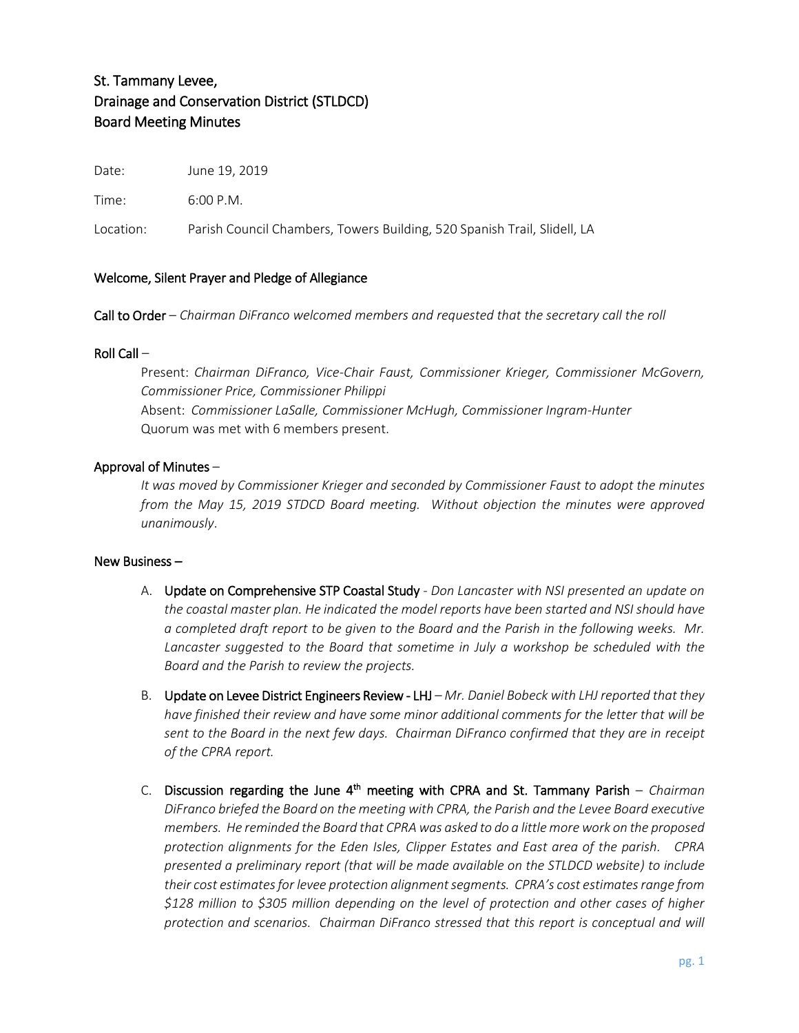# St. Tammany Levee, Drainage and Conservation District (STLDCD) Board Meeting Minutes

Date: June 19, 2019

Time: 6:00 P.M.

Location: Parish Council Chambers, Towers Building, 520 Spanish Trail, Slidell, LA

## Welcome, Silent Prayer and Pledge of Allegiance

**Call to Order** – *Chairman DiFranco welcomed members and requested that the secretary call the roll*

**Roll Call** –

Present: *Chairman DiFranco, Vice-Chair Faust, Commissioner Krieger, Commissioner McGovern, Commissioner Price, Commissioner Philippi*

Absent: *Commissioner LaSalle, Commissioner McHugh, Commissioner Ingram-Hunter*

Quorum was met with 6 members present.

**Approval of Minutes** –

*It was moved by Commissioner Krieger and seconded by Commissioner Faust to adopt the minutes from the May 15, 2019 STDCD Board meeting. Without objection the minutes were approved unanimously*.

**New Business** –

A. **Update on Comprehensive STP Coastal Study** - *Don Lancaster with NSI presented an update on the coastal master plan. He indicated the model reports have been started and NSI should have a completed draft report to be given to the Board and the Parish in the following weeks. Mr. Lancaster suggested to the Board that sometime in July a workshop be scheduled with the Board and the Parish to review the projects.*

B. **Update on Levee District Engineers Review - LHJ** – *Mr. Daniel Bobeck with LHJ reported that they have finished their review and have some minor additional comments for the letter that will be sent to the Board in the next few days. Chairman DiFranco confirmed that they are in receipt of the CPRA report.*

C. **Discussion regarding the June 4th meeting with CPRA and St. Tammany Parish** – *Chairman DiFranco briefed the Board on the meeting with CPRA, the Parish and the Levee Board executive members. He reminded the Board that CPRA was asked to do a little more work on the proposed protection alignments for the Eden Isles, Clipper Estates and East area of the parish. CPRA presented a preliminary report (that will be made available on the STLDCD website) to include their cost estimates for levee protection alignment segments. CPRA's cost estimates range from $128 million to $305 million depending on the level of protection and other cases of higher protection and scenarios. Chairman DiFranco stressed that this report is conceptual and will*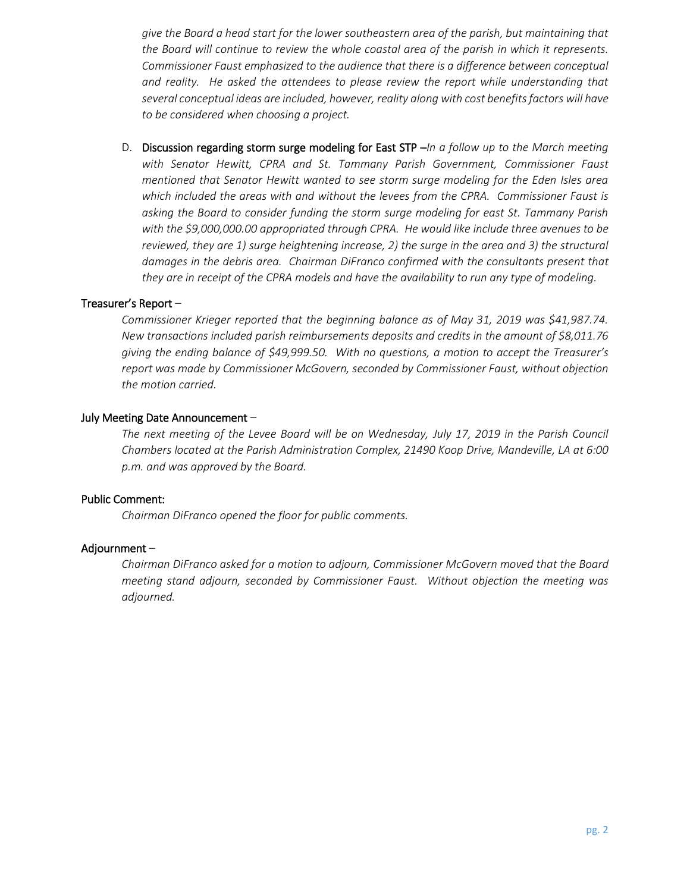*give the Board a head start for the lower southeastern area of the parish, but maintaining that the Board will continue to review the whole coastal area of the parish in which it represents. Commissioner Faust emphasized to the audience that there is a difference between conceptual and reality. He asked the attendees to please review the report while understanding that several conceptual ideas are included, however, reality along with cost benefits factors will have to be considered when choosing a project.*

D. Discussion regarding storm surge modeling for East STP –*In a follow up to the March meeting with Senator Hewitt, CPRA and St. Tammany Parish Government, Commissioner Faust mentioned that Senator Hewitt wanted to see storm surge modeling for the Eden Isles area which included the areas with and without the levees from the CPRA. Commissioner Faust is asking the Board to consider funding the storm surge modeling for east St. Tammany Parish with the $9,000,000.00 appropriated through CPRA. He would like include three avenues to be reviewed, they are 1) surge heightening increase, 2) the surge in the area and 3) the structural damages in the debris area. Chairman DiFranco confirmed with the consultants present that they are in receipt of the CPRA models and have the availability to run any type of modeling.*

## Treasurer's Report –

*Commissioner Krieger reported that the beginning balance as of May 31, 2019 was $41,987.74. New transactions included parish reimbursements deposits and credits in the amount of $8,011.76 giving the ending balance of $49,999.50. With no questions, a motion to accept the Treasurer's report was made by Commissioner McGovern, seconded by Commissioner Faust, without objection the motion carried.*

## July Meeting Date Announcement –

*The next meeting of the Levee Board will be on Wednesday, July 17, 2019 in the Parish Council Chambers located at the Parish Administration Complex, 21490 Koop Drive, Mandeville, LA at 6:00 p.m. and was approved by the Board.*

## Public Comment:

*Chairman DiFranco opened the floor for public comments.*

## Adjournment –

*Chairman DiFranco asked for a motion to adjourn, Commissioner McGovern moved that the Board meeting stand adjourn, seconded by Commissioner Faust. Without objection the meeting was adjourned.*